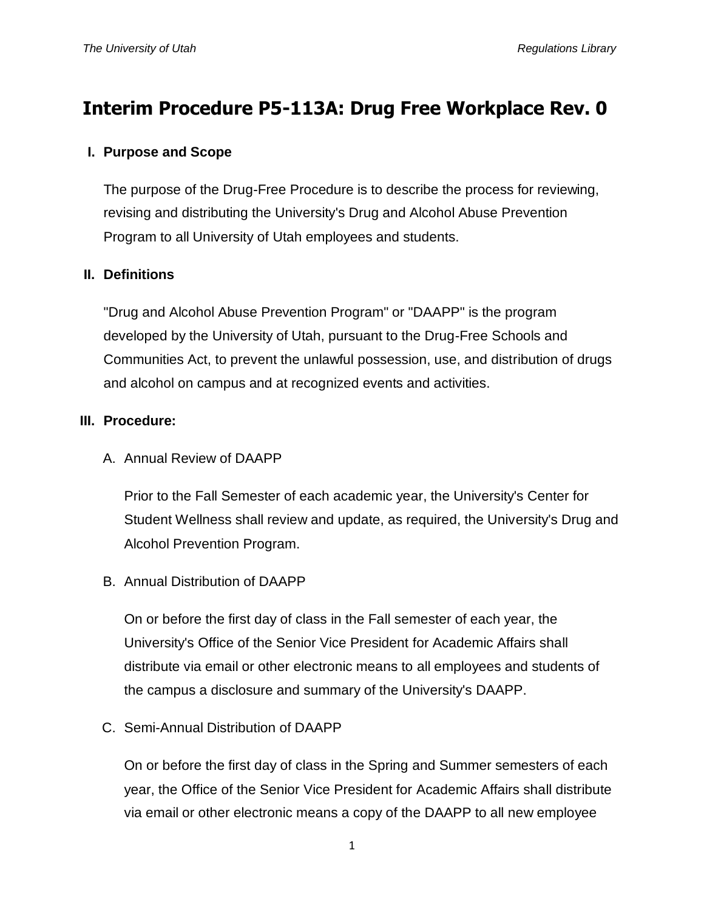# Interim Procedure P5-113A: Drug Free Workplace Rev. 0

## I. Purpose and Scope

The purpose of the Drug-Free Procedure is to describe the process for reviewing, revising and distributing the University's Drug and Alcohol Abuse Prevention Program to all University of Utah employees and students.

## II. Definitions

"Drug and Alcohol Abuse Prevention Program" or "DAAPP" is the program developed by the University of Utah, pursuant to the Drug-Free Schools and Communities Act, to prevent the unlawful possession, use, and distribution of drugs and alcohol on campus and at recognized events and activities.

## III. Procedure:

### A. Annual Review of DAAPP

Prior to the Fall Semester of each academic year, the University's Center for Student Wellness shall review and update, as required, the University's Drug and Alcohol Prevention Program.

### B. Annual Distribution of DAAPP

On or before the first day of class in the Fall semester of each year, the University's Office of the Senior Vice President for Academic Affairs shall distribute via email or other electronic means to all employees and students of the campus a disclosure and summary of the University's DAAPP.

### C. Semi-Annual Distribution of DAAPP

On or before the first day of class in the Spring and Summer semesters of each year, the Office of the Senior Vice President for Academic Affairs shall distribute via email or other electronic means a copy of the DAAPP to all new employee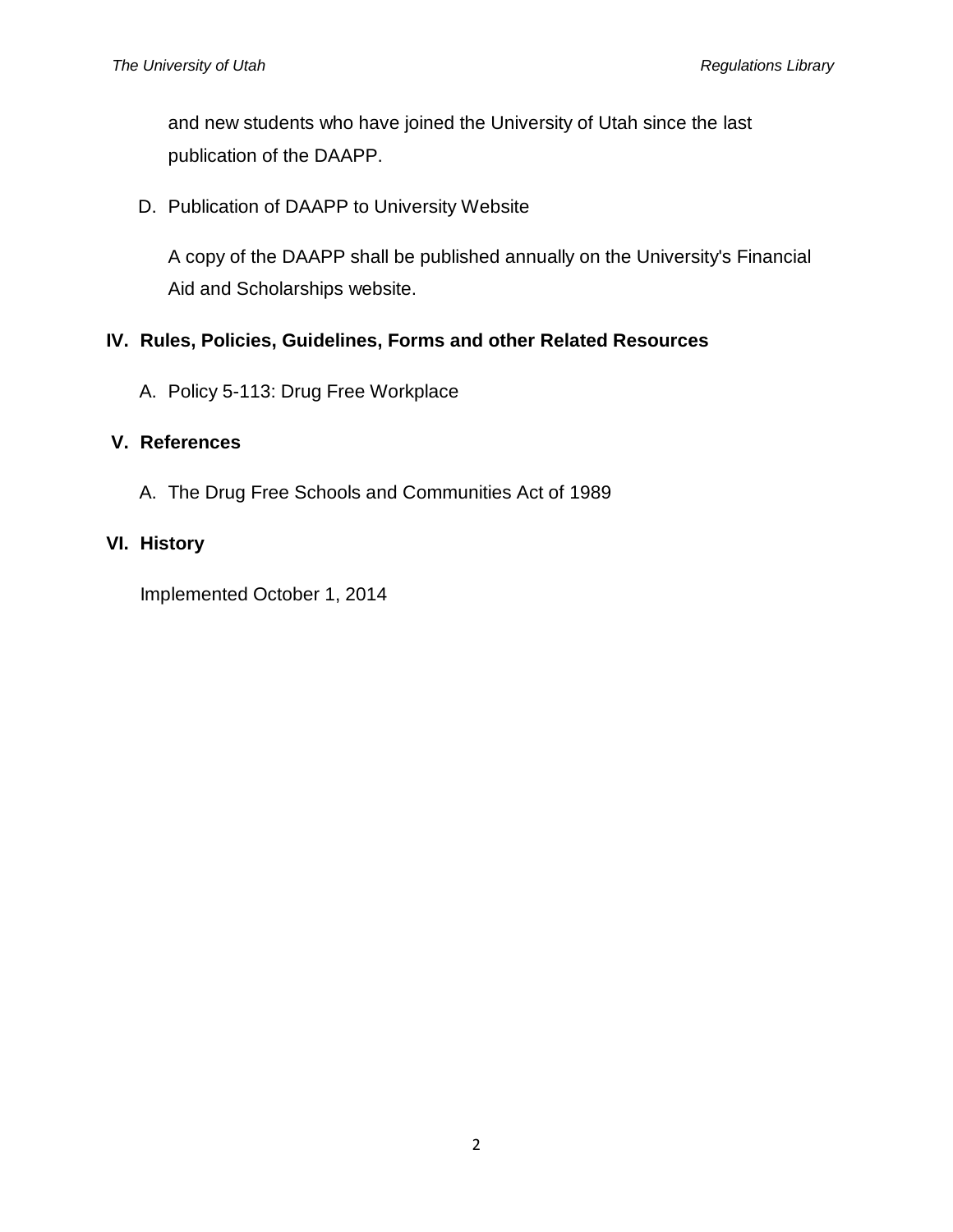and new students who have joined the University of Utah since the last publication of the DAAPP.

D. Publication of DAAPP to University Website

A copy of the DAAPP shall be published annually on the University's Financial Aid and Scholarships website.

## IV. Rules, Policies, Guidelines, Forms and other Related Resources

A. Policy 5-113: Drug Free Workplace

## V. References

A. The Drug Free Schools and Communities Act of 1989

## VI. History

Implemented October 1, 2014